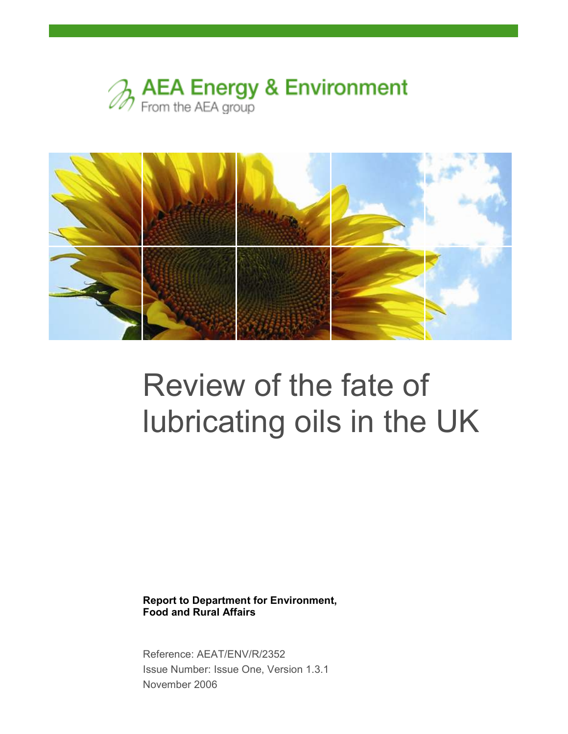AEA Energy & Environment
From the AEA group

# Review of the fate of lubricating oils in the UK

**Report to Department for Environment, Food and Rural Affairs**

Reference: AEAT/ENV/R/2352
Issue Number: Issue One, Version 1.3.1
November 2006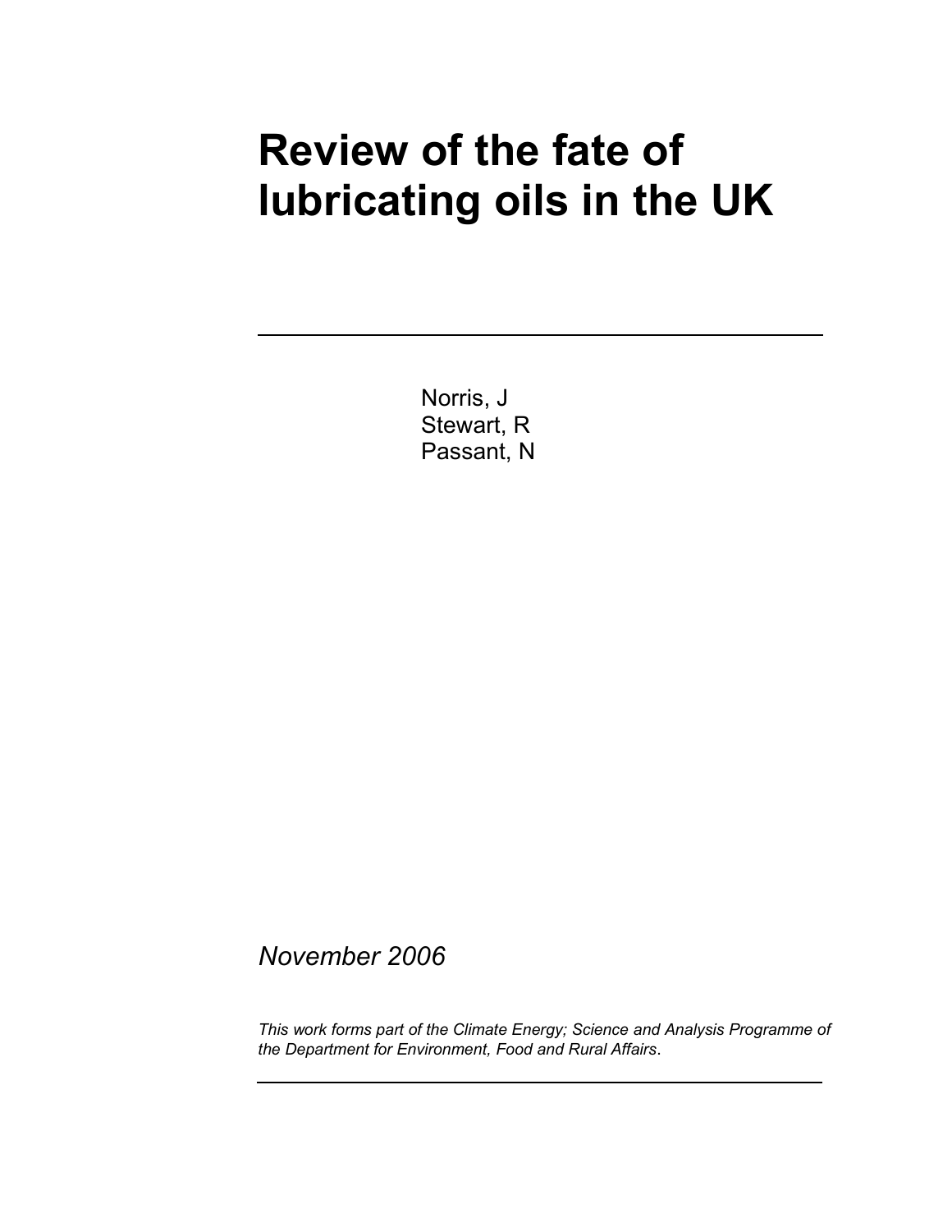# Review of the fate of lubricating oils in the UK

---

Norris, J
Stewart, R
Passant, N

*November 2006*

*This work forms part of the Climate Energy; Science and Analysis Programme of the Department for Environment, Food and Rural Affairs*.

---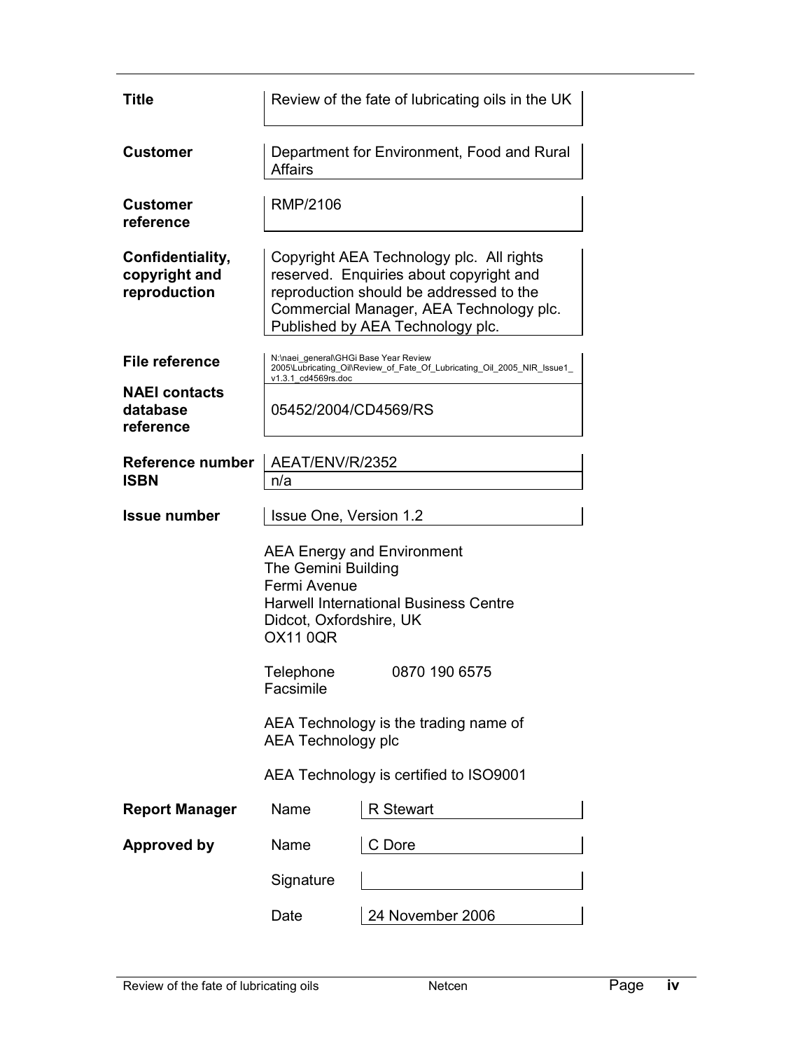| | |
|---|---|
| **Title** | Review of the fate of lubricating oils in the UK |
| **Customer** | Department for Environment, Food and Rural Affairs |
| **Customer reference** | RMP/2106 |
| **Confidentiality, copyright and reproduction** | Copyright AEA Technology plc. All rights reserved. Enquiries about copyright and reproduction should be addressed to the Commercial Manager, AEA Technology plc. Published by AEA Technology plc. |
| **File reference** | N:\naei_general\GHGi Base Year Review 2005\Lubricating_Oil\Review_of_Fate_Of_Lubricating_Oil_2005_NIR_Issue1_v1.3.1_cd4569rs.doc |
| **NAEI contacts database reference** | 05452/2004/CD4569/RS |
| **Reference number** | AEAT/ENV/R/2352 |
| **ISBN** | n/a |
| **Issue number** | Issue One, Version 1.2 |

AEA Energy and Environment
The Gemini Building
Fermi Avenue
Harwell International Business Centre
Didcot, Oxfordshire, UK
OX11 0QR

Telephone 0870 190 6575
Facsimile

AEA Technology is the trading name of
AEA Technology plc

AEA Technology is certified to ISO9001

| | | |
|---|---|---|
| **Report Manager** | Name | R Stewart |
| **Approved by** | Name | C Dore |
| | Signature | |
| | Date | 24 November 2006 |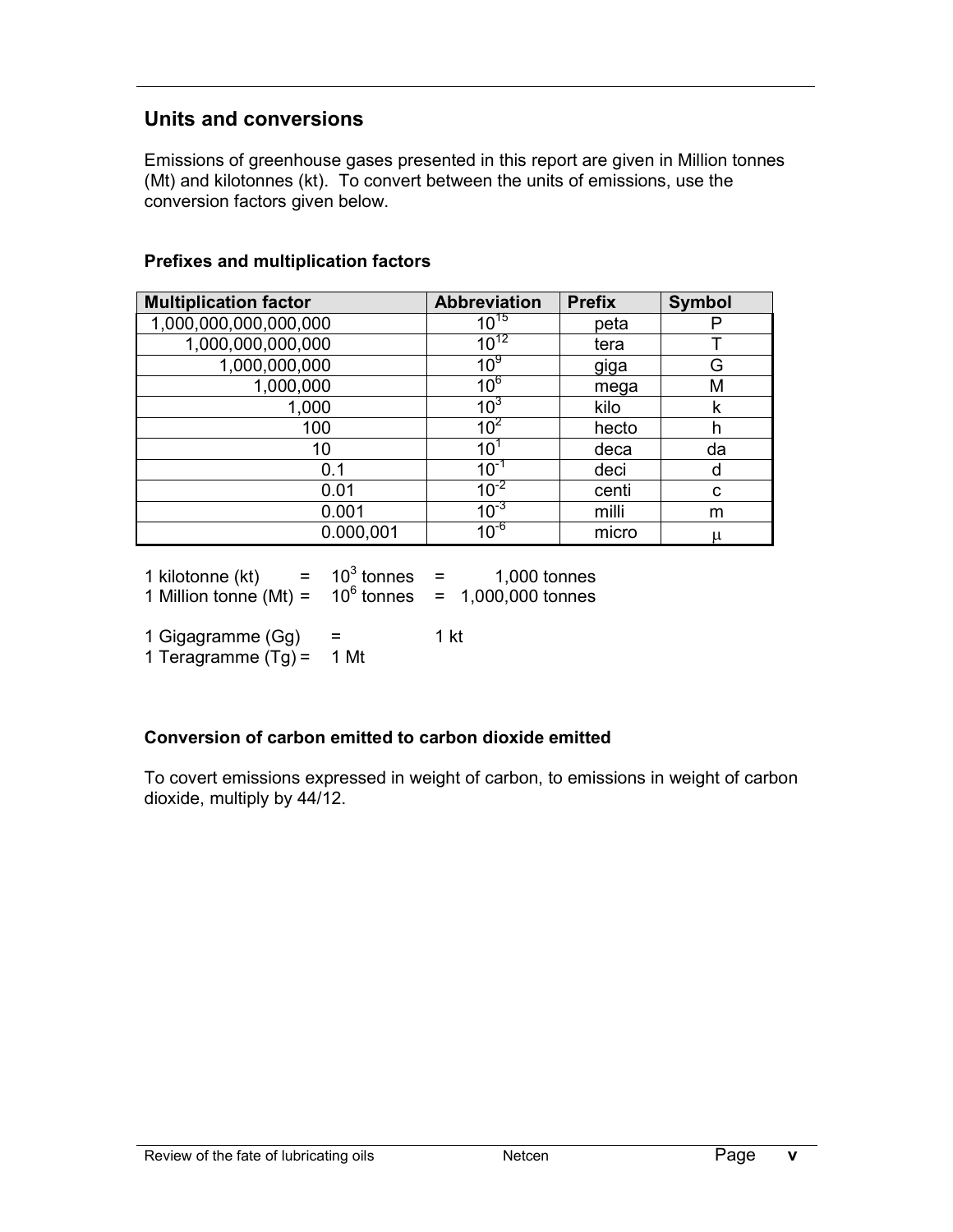## Units and conversions

Emissions of greenhouse gases presented in this report are given in Million tonnes (Mt) and kilotonnes (kt). To convert between the units of emissions, use the conversion factors given below.

### Prefixes and multiplication factors

| Multiplication factor | Abbreviation | Prefix | Symbol |
|---|---|---|---|
| 1,000,000,000,000,000 | $10^{15}$ | peta | P |
| 1,000,000,000,000 | $10^{12}$ | tera | T |
| 1,000,000,000 | $10^{9}$ | giga | G |
| 1,000,000 | $10^{6}$ | mega | M |
| 1,000 | $10^{3}$ | kilo | k |
| 100 | $10^{2}$ | hecto | h |
| 10 | $10^{1}$ | deca | da |
| 0.1 | $10^{-1}$ | deci | d |
| 0.01 | $10^{-2}$ | centi | c |
| 0.001 | $10^{-3}$ | milli | m |
| 0.000,001 | $10^{-6}$ | micro | μ |

1 kilotonne (kt) = $10^3$ tonnes = 1,000 tonnes
1 Million tonne (Mt) = $10^6$ tonnes = 1,000,000 tonnes

1 Gigagramme (Gg) = 1 kt
1 Teragramme (Tg) = 1 Mt

### Conversion of carbon emitted to carbon dioxide emitted

To covert emissions expressed in weight of carbon, to emissions in weight of carbon dioxide, multiply by 44/12.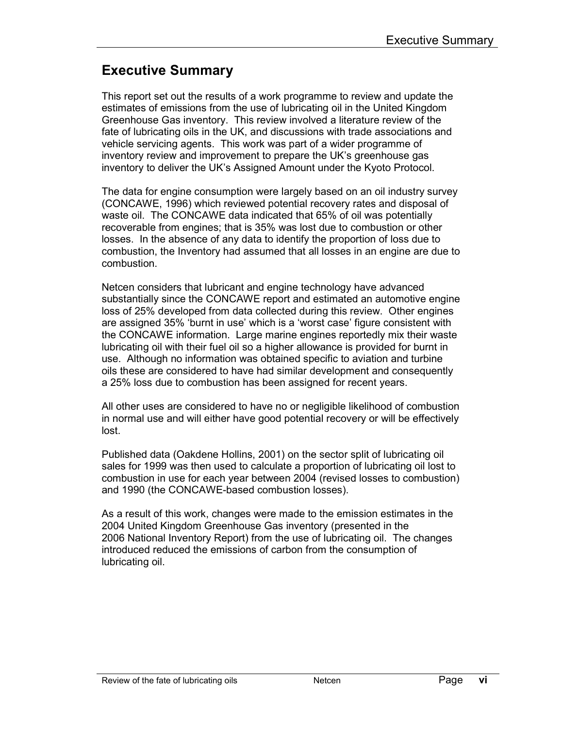# Executive Summary

This report set out the results of a work programme to review and update the estimates of emissions from the use of lubricating oil in the United Kingdom Greenhouse Gas inventory. This review involved a literature review of the fate of lubricating oils in the UK, and discussions with trade associations and vehicle servicing agents. This work was part of a wider programme of inventory review and improvement to prepare the UK's greenhouse gas inventory to deliver the UK's Assigned Amount under the Kyoto Protocol.

The data for engine consumption were largely based on an oil industry survey (CONCAWE, 1996) which reviewed potential recovery rates and disposal of waste oil. The CONCAWE data indicated that 65% of oil was potentially recoverable from engines; that is 35% was lost due to combustion or other losses. In the absence of any data to identify the proportion of loss due to combustion, the Inventory had assumed that all losses in an engine are due to combustion.

Netcen considers that lubricant and engine technology have advanced substantially since the CONCAWE report and estimated an automotive engine loss of 25% developed from data collected during this review. Other engines are assigned 35% 'burnt in use' which is a 'worst case' figure consistent with the CONCAWE information. Large marine engines reportedly mix their waste lubricating oil with their fuel oil so a higher allowance is provided for burnt in use. Although no information was obtained specific to aviation and turbine oils these are considered to have had similar development and consequently a 25% loss due to combustion has been assigned for recent years.

All other uses are considered to have no or negligible likelihood of combustion in normal use and will either have good potential recovery or will be effectively lost.

Published data (Oakdene Hollins, 2001) on the sector split of lubricating oil sales for 1999 was then used to calculate a proportion of lubricating oil lost to combustion in use for each year between 2004 (revised losses to combustion) and 1990 (the CONCAWE-based combustion losses).

As a result of this work, changes were made to the emission estimates in the 2004 United Kingdom Greenhouse Gas inventory (presented in the 2006 National Inventory Report) from the use of lubricating oil. The changes introduced reduced the emissions of carbon from the consumption of lubricating oil.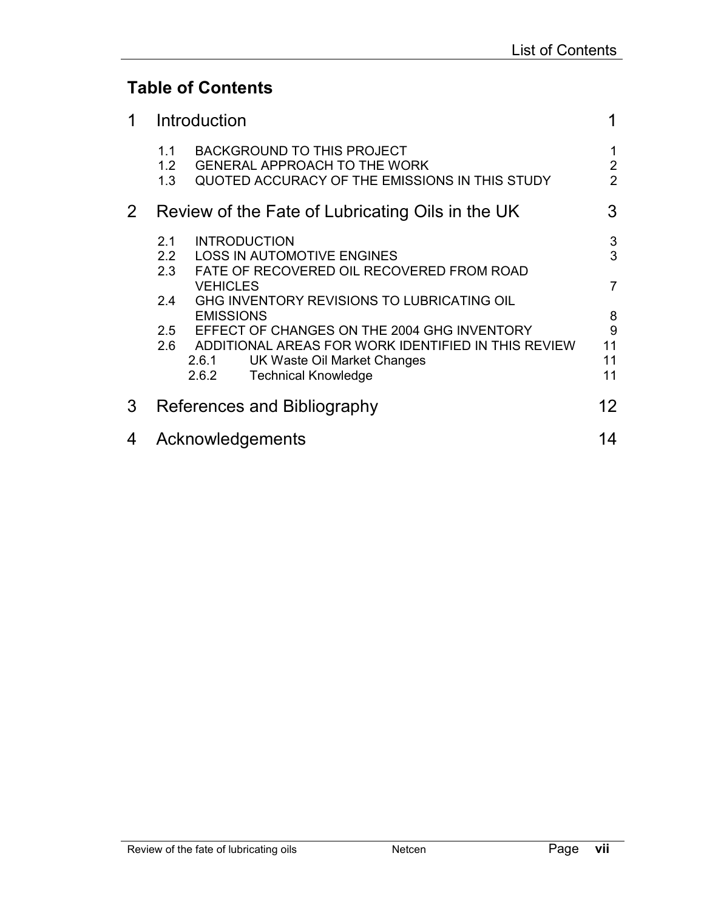## Table of Contents

| | | |
|---|---|---|
| **1** | **Introduction** | **1** |
| 1.1 | BACKGROUND TO THIS PROJECT | 1 |
| 1.2 | GENERAL APPROACH TO THE WORK | 2 |
| 1.3 | QUOTED ACCURACY OF THE EMISSIONS IN THIS STUDY | 2 |
| **2** | **Review of the Fate of Lubricating Oils in the UK** | **3** |
| 2.1 | INTRODUCTION | 3 |
| 2.2 | LOSS IN AUTOMOTIVE ENGINES | 3 |
| 2.3 | FATE OF RECOVERED OIL RECOVERED FROM ROAD VEHICLES | 7 |
| 2.4 | GHG INVENTORY REVISIONS TO LUBRICATING OIL EMISSIONS | 8 |
| 2.5 | EFFECT OF CHANGES ON THE 2004 GHG INVENTORY | 9 |
| 2.6 | ADDITIONAL AREAS FOR WORK IDENTIFIED IN THIS REVIEW | 11 |
| 2.6.1 | UK Waste Oil Market Changes | 11 |
| 2.6.2 | Technical Knowledge | 11 |
| **3** | **References and Bibliography** | **12** |
| **4** | **Acknowledgements** | **14** |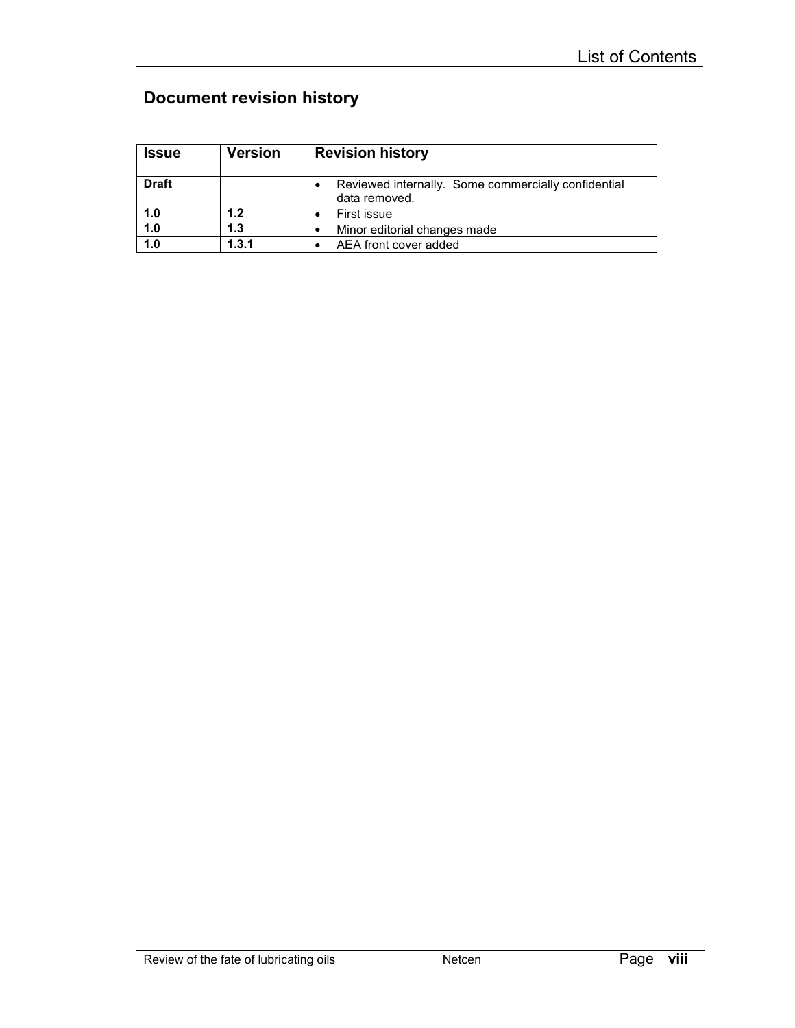## Document revision history

| Issue | Version | Revision history |
|---|---|---|
| | | |
| **Draft** | | • Reviewed internally. Some commercially confidential data removed. |
| **1.0** | **1.2** | • First issue |
| **1.0** | **1.3** | • Minor editorial changes made |
| **1.0** | **1.3.1** | • AEA front cover added |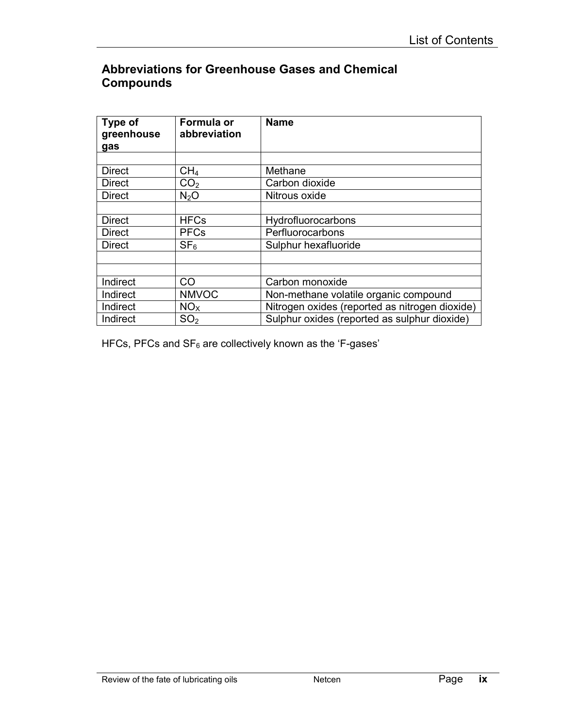## Abbreviations for Greenhouse Gases and Chemical Compounds

| Type of greenhouse gas | Formula or abbreviation | Name |
|---|---|---|
| | | |
| Direct | $CH_4$ | Methane |
| Direct | $CO_2$ | Carbon dioxide |
| Direct | $N_2O$ | Nitrous oxide |
| | | |
| Direct | HFCs | Hydrofluorocarbons |
| Direct | PFCs | Perfluorocarbons |
| Direct | $SF_6$ | Sulphur hexafluoride |
| | | |
| | | |
| Indirect | CO | Carbon monoxide |
| Indirect | NMVOC | Non-methane volatile organic compound |
| Indirect | $NO_X$ | Nitrogen oxides (reported as nitrogen dioxide) |
| Indirect | $SO_2$ | Sulphur oxides (reported as sulphur dioxide) |

HFCs, PFCs and $SF_6$ are collectively known as the 'F-gases'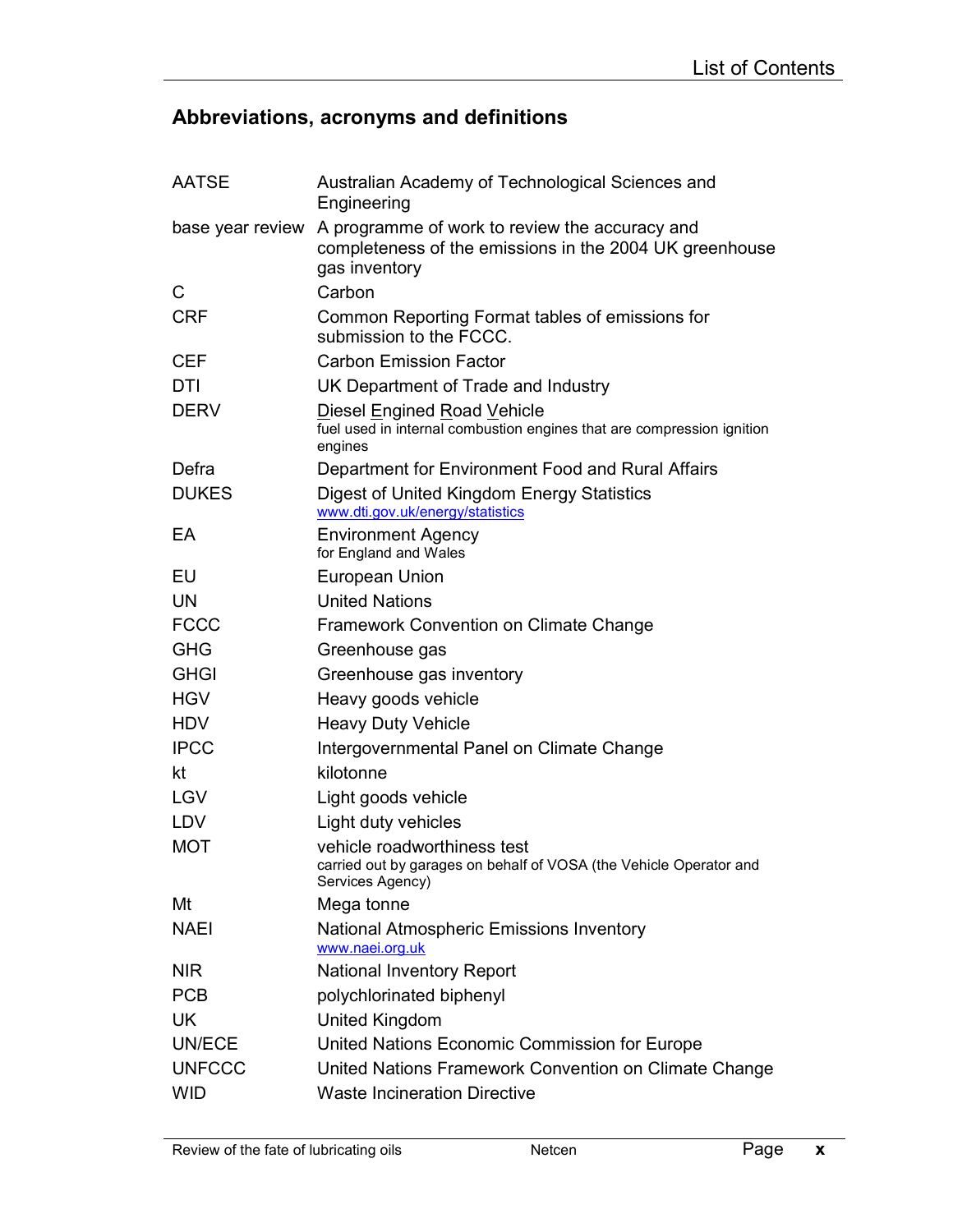## Abbreviations, acronyms and definitions

| | |
|---|---|
| AATSE | Australian Academy of Technological Sciences and Engineering |
| base year review | A programme of work to review the accuracy and completeness of the emissions in the 2004 UK greenhouse gas inventory |
| C | Carbon |
| CRF | Common Reporting Format tables of emissions for submission to the FCCC. |
| CEF | Carbon Emission Factor |
| DTI | UK Department of Trade and Industry |
| DERV | Diesel Engined Road Vehicle<br>fuel used in internal combustion engines that are compression ignition engines |
| Defra | Department for Environment Food and Rural Affairs |
| DUKES | Digest of United Kingdom Energy Statistics<br>www.dti.gov.uk/energy/statistics |
| EA | Environment Agency<br>for England and Wales |
| EU | European Union |
| UN | United Nations |
| FCCC | Framework Convention on Climate Change |
| GHG | Greenhouse gas |
| GHGI | Greenhouse gas inventory |
| HGV | Heavy goods vehicle |
| HDV | Heavy Duty Vehicle |
| IPCC | Intergovernmental Panel on Climate Change |
| kt | kilotonne |
| LGV | Light goods vehicle |
| LDV | Light duty vehicles |
| MOT | vehicle roadworthiness test<br>carried out by garages on behalf of VOSA (the Vehicle Operator and Services Agency) |
| Mt | Mega tonne |
| NAEI | National Atmospheric Emissions Inventory<br>www.naei.org.uk |
| NIR | National Inventory Report |
| PCB | polychlorinated biphenyl |
| UK | United Kingdom |
| UN/ECE | United Nations Economic Commission for Europe |
| UNFCCC | United Nations Framework Convention on Climate Change |
| WID | Waste Incineration Directive |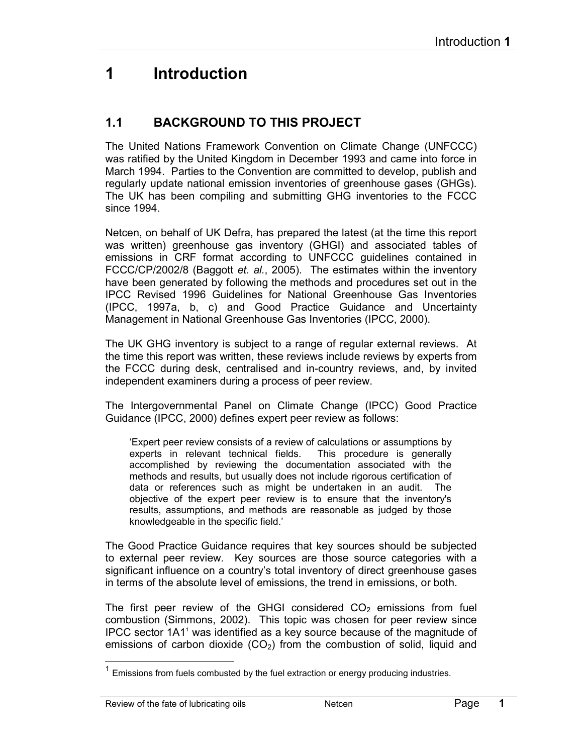# 1 Introduction

## 1.1 BACKGROUND TO THIS PROJECT

The United Nations Framework Convention on Climate Change (UNFCCC) was ratified by the United Kingdom in December 1993 and came into force in March 1994. Parties to the Convention are committed to develop, publish and regularly update national emission inventories of greenhouse gases (GHGs). The UK has been compiling and submitting GHG inventories to the FCCC since 1994.

Netcen, on behalf of UK Defra, has prepared the latest (at the time this report was written) greenhouse gas inventory (GHGI) and associated tables of emissions in CRF format according to UNFCCC guidelines contained in FCCC/CP/2002/8 (Baggott *et. al.*, 2005). The estimates within the inventory have been generated by following the methods and procedures set out in the IPCC Revised 1996 Guidelines for National Greenhouse Gas Inventories (IPCC, 1997a, b, c) and Good Practice Guidance and Uncertainty Management in National Greenhouse Gas Inventories (IPCC, 2000).

The UK GHG inventory is subject to a range of regular external reviews. At the time this report was written, these reviews include reviews by experts from the FCCC during desk, centralised and in-country reviews, and, by invited independent examiners during a process of peer review.

The Intergovernmental Panel on Climate Change (IPCC) Good Practice Guidance (IPCC, 2000) defines expert peer review as follows:

> 'Expert peer review consists of a review of calculations or assumptions by experts in relevant technical fields. This procedure is generally accomplished by reviewing the documentation associated with the methods and results, but usually does not include rigorous certification of data or references such as might be undertaken in an audit. The objective of the expert peer review is to ensure that the inventory's results, assumptions, and methods are reasonable as judged by those knowledgeable in the specific field.'

The Good Practice Guidance requires that key sources should be subjected to external peer review. Key sources are those source categories with a significant influence on a country's total inventory of direct greenhouse gases in terms of the absolute level of emissions, the trend in emissions, or both.

The first peer review of the GHGI considered $CO_2$ emissions from fuel combustion (Simmons, 2002). This topic was chosen for peer review since IPCC sector 1A1[1] was identified as a key source because of the magnitude of emissions of carbon dioxide ($CO_2$) from the combustion of solid, liquid and

[1] Emissions from fuels combusted by the fuel extraction or energy producing industries.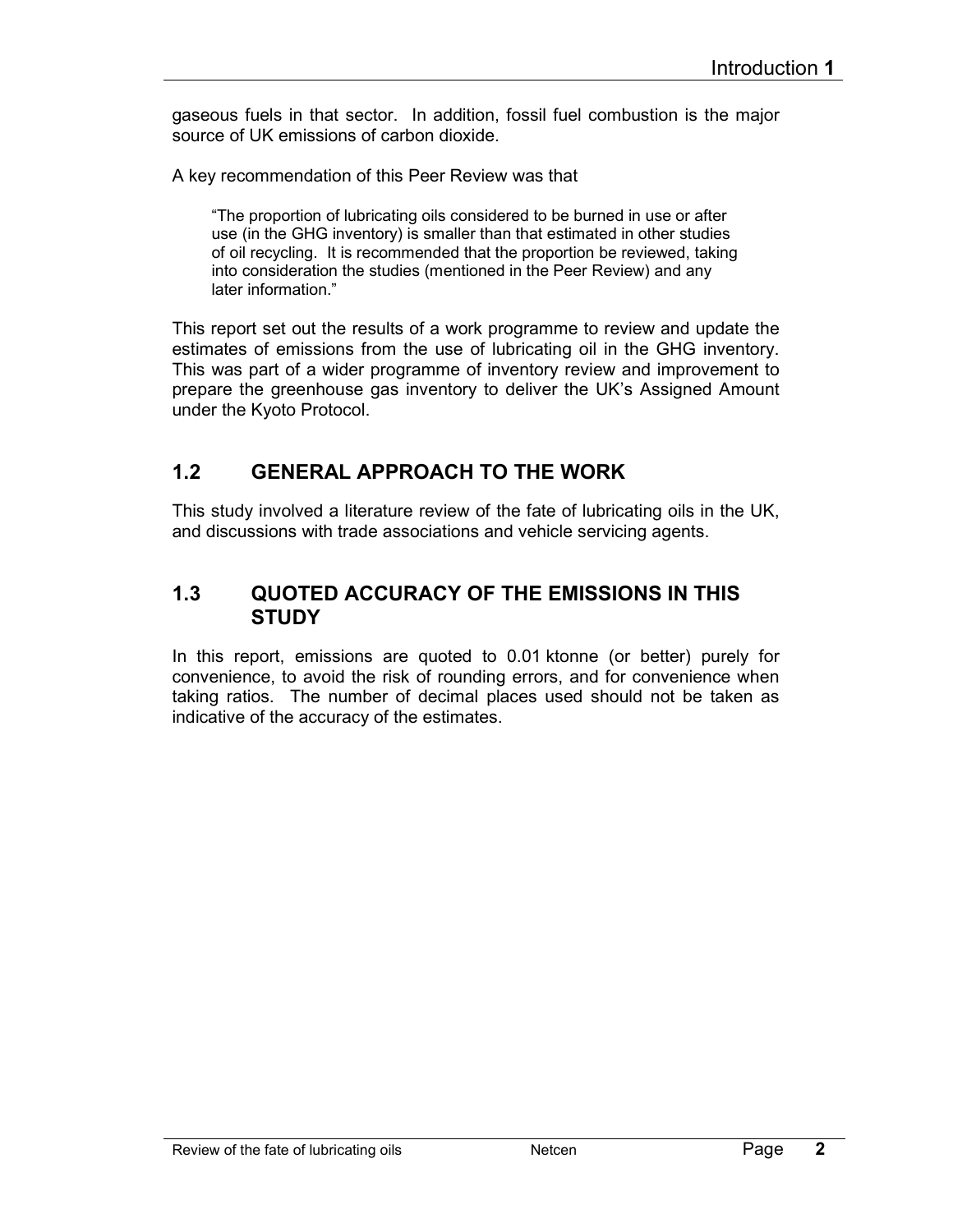gaseous fuels in that sector. In addition, fossil fuel combustion is the major source of UK emissions of carbon dioxide.

A key recommendation of this Peer Review was that

> "The proportion of lubricating oils considered to be burned in use or after use (in the GHG inventory) is smaller than that estimated in other studies of oil recycling. It is recommended that the proportion be reviewed, taking into consideration the studies (mentioned in the Peer Review) and any later information."

This report set out the results of a work programme to review and update the estimates of emissions from the use of lubricating oil in the GHG inventory. This was part of a wider programme of inventory review and improvement to prepare the greenhouse gas inventory to deliver the UK's Assigned Amount under the Kyoto Protocol.

## 1.2 GENERAL APPROACH TO THE WORK

This study involved a literature review of the fate of lubricating oils in the UK, and discussions with trade associations and vehicle servicing agents.

## 1.3 QUOTED ACCURACY OF THE EMISSIONS IN THIS STUDY

In this report, emissions are quoted to 0.01 ktonne (or better) purely for convenience, to avoid the risk of rounding errors, and for convenience when taking ratios. The number of decimal places used should not be taken as indicative of the accuracy of the estimates.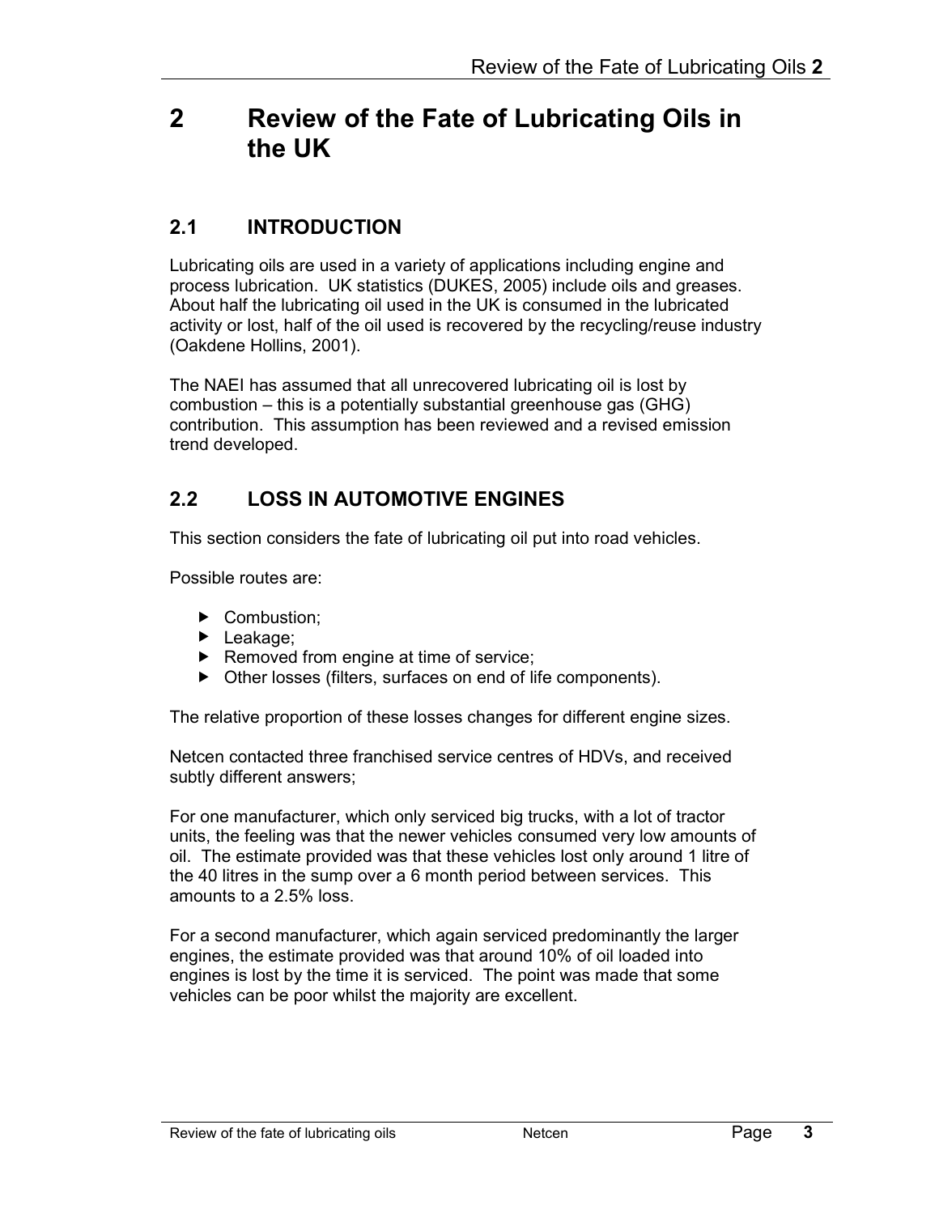# 2 Review of the Fate of Lubricating Oils in the UK

## 2.1 INTRODUCTION

Lubricating oils are used in a variety of applications including engine and process lubrication. UK statistics (DUKES, 2005) include oils and greases. About half the lubricating oil used in the UK is consumed in the lubricated activity or lost, half of the oil used is recovered by the recycling/reuse industry (Oakdene Hollins, 2001).

The NAEI has assumed that all unrecovered lubricating oil is lost by combustion – this is a potentially substantial greenhouse gas (GHG) contribution. This assumption has been reviewed and a revised emission trend developed.

## 2.2 LOSS IN AUTOMOTIVE ENGINES

This section considers the fate of lubricating oil put into road vehicles.

Possible routes are:

- Combustion;
- Leakage;
- Removed from engine at time of service;
- Other losses (filters, surfaces on end of life components).

The relative proportion of these losses changes for different engine sizes.

Netcen contacted three franchised service centres of HDVs, and received subtly different answers;

For one manufacturer, which only serviced big trucks, with a lot of tractor units, the feeling was that the newer vehicles consumed very low amounts of oil. The estimate provided was that these vehicles lost only around 1 litre of the 40 litres in the sump over a 6 month period between services. This amounts to a 2.5% loss.

For a second manufacturer, which again serviced predominantly the larger engines, the estimate provided was that around 10% of oil loaded into engines is lost by the time it is serviced. The point was made that some vehicles can be poor whilst the majority are excellent.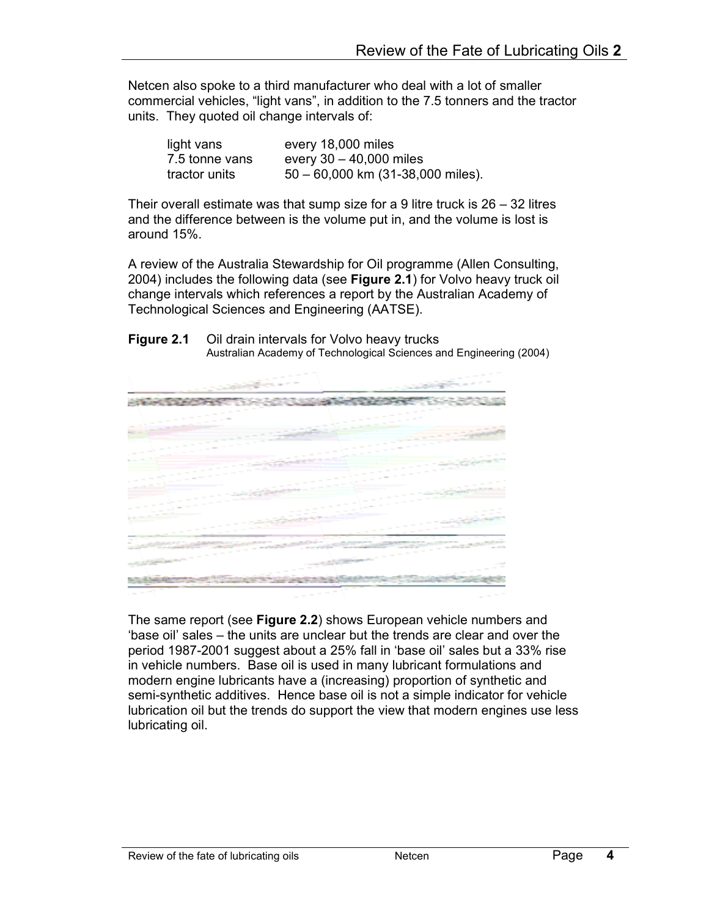Netcen also spoke to a third manufacturer who deal with a lot of smaller commercial vehicles, "light vans", in addition to the 7.5 tonners and the tractor units. They quoted oil change intervals of:

| | |
|---|---|
| light vans | every 18,000 miles |
| 7.5 tonne vans | every 30 – 40,000 miles |
| tractor units | 50 – 60,000 km (31-38,000 miles). |

Their overall estimate was that sump size for a 9 litre truck is 26 – 32 litres and the difference between is the volume put in, and the volume is lost is around 15%.

A review of the Australia Stewardship for Oil programme (Allen Consulting, 2004) includes the following data (see **Figure 2.1**) for Volvo heavy truck oil change intervals which references a report by the Australian Academy of Technological Sciences and Engineering (AATSE).

**Figure 2.1** Oil drain intervals for Volvo heavy trucks
Australian Academy of Technological Sciences and Engineering (2004)

The same report (see **Figure 2.2**) shows European vehicle numbers and 'base oil' sales – the units are unclear but the trends are clear and over the period 1987-2001 suggest about a 25% fall in 'base oil' sales but a 33% rise in vehicle numbers. Base oil is used in many lubricant formulations and modern engine lubricants have a (increasing) proportion of synthetic and semi-synthetic additives. Hence base oil is not a simple indicator for vehicle lubrication oil but the trends do support the view that modern engines use less lubricating oil.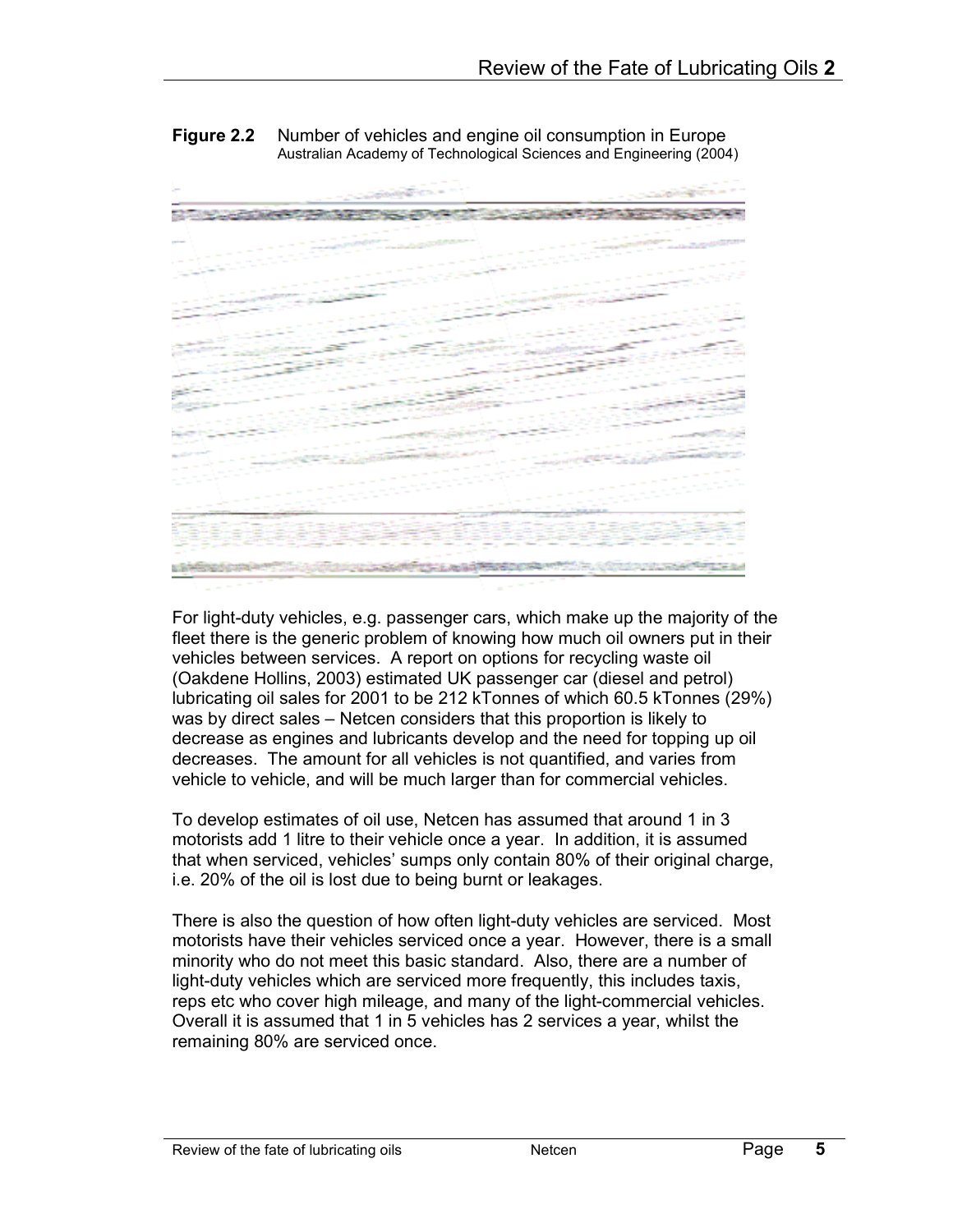**Figure 2.2** Number of vehicles and engine oil consumption in Europe
Australian Academy of Technological Sciences and Engineering (2004)

For light-duty vehicles, e.g. passenger cars, which make up the majority of the fleet there is the generic problem of knowing how much oil owners put in their vehicles between services. A report on options for recycling waste oil (Oakdene Hollins, 2003) estimated UK passenger car (diesel and petrol) lubricating oil sales for 2001 to be 212 kTonnes of which 60.5 kTonnes (29%) was by direct sales – Netcen considers that this proportion is likely to decrease as engines and lubricants develop and the need for topping up oil decreases. The amount for all vehicles is not quantified, and varies from vehicle to vehicle, and will be much larger than for commercial vehicles.

To develop estimates of oil use, Netcen has assumed that around 1 in 3 motorists add 1 litre to their vehicle once a year. In addition, it is assumed that when serviced, vehicles' sumps only contain 80% of their original charge, i.e. 20% of the oil is lost due to being burnt or leakages.

There is also the question of how often light-duty vehicles are serviced. Most motorists have their vehicles serviced once a year. However, there is a small minority who do not meet this basic standard. Also, there are a number of light-duty vehicles which are serviced more frequently, this includes taxis, reps etc who cover high mileage, and many of the light-commercial vehicles. Overall it is assumed that 1 in 5 vehicles has 2 services a year, whilst the remaining 80% are serviced once.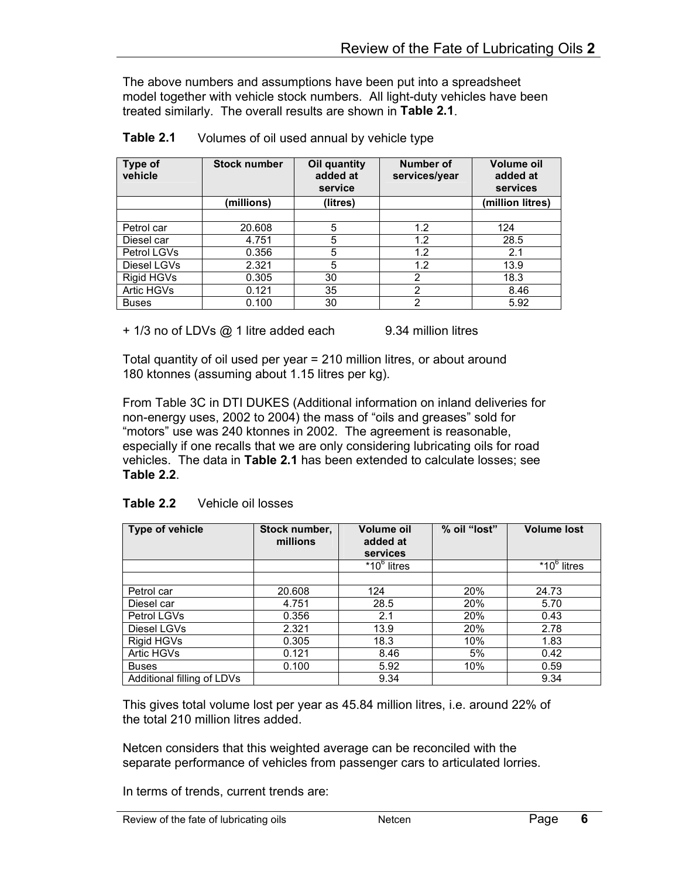The above numbers and assumptions have been put into a spreadsheet model together with vehicle stock numbers. All light-duty vehicles have been treated similarly. The overall results are shown in **Table 2.1**.

**Table 2.1** Volumes of oil used annual by vehicle type

| Type of vehicle | Stock number | Oil quantity added at service | Number of services/year | Volume oil added at services |
|---|---|---|---|---|
| | (millions) | (litres) | | (million litres) |
| | | | | |
| Petrol car | 20.608 | 5 | 1.2 | 124 |
| Diesel car | 4.751 | 5 | 1.2 | 28.5 |
| Petrol LGVs | 0.356 | 5 | 1.2 | 2.1 |
| Diesel LGVs | 2.321 | 5 | 1.2 | 13.9 |
| Rigid HGVs | 0.305 | 30 | 2 | 18.3 |
| Artic HGVs | 0.121 | 35 | 2 | 8.46 |
| Buses | 0.100 | 30 | 2 | 5.92 |

+ 1/3 no of LDVs @ 1 litre added each 9.34 million litres

Total quantity of oil used per year = 210 million litres, or about around 180 ktonnes (assuming about 1.15 litres per kg).

From Table 3C in DTI DUKES (Additional information on inland deliveries for non-energy uses, 2002 to 2004) the mass of "oils and greases" sold for "motors" use was 240 ktonnes in 2002. The agreement is reasonable, especially if one recalls that we are only considering lubricating oils for road vehicles. The data in **Table 2.1** has been extended to calculate losses; see **Table 2.2**.

**Table 2.2** Vehicle oil losses

| Type of vehicle | Stock number, millions | Volume oil added at services | % oil "lost" | Volume lost |
|---|---|---|---|---|
| | | $*10^6$ litres | | $*10^6$ litres |
| | | | | |
| Petrol car | 20.608 | 124 | 20% | 24.73 |
| Diesel car | 4.751 | 28.5 | 20% | 5.70 |
| Petrol LGVs | 0.356 | 2.1 | 20% | 0.43 |
| Diesel LGVs | 2.321 | 13.9 | 20% | 2.78 |
| Rigid HGVs | 0.305 | 18.3 | 10% | 1.83 |
| Artic HGVs | 0.121 | 8.46 | 5% | 0.42 |
| Buses | 0.100 | 5.92 | 10% | 0.59 |
| Additional filling of LDVs | | 9.34 | | 9.34 |

This gives total volume lost per year as 45.84 million litres, i.e. around 22% of the total 210 million litres added.

Netcen considers that this weighted average can be reconciled with the separate performance of vehicles from passenger cars to articulated lorries.

In terms of trends, current trends are: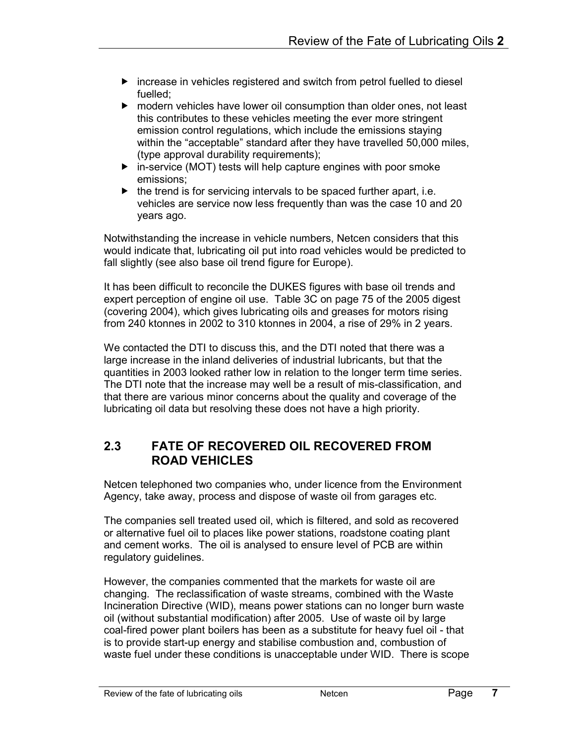- increase in vehicles registered and switch from petrol fuelled to diesel fuelled;
- modern vehicles have lower oil consumption than older ones, not least this contributes to these vehicles meeting the ever more stringent emission control regulations, which include the emissions staying within the "acceptable" standard after they have travelled 50,000 miles, (type approval durability requirements);
- in-service (MOT) tests will help capture engines with poor smoke emissions;
- the trend is for servicing intervals to be spaced further apart, i.e. vehicles are service now less frequently than was the case 10 and 20 years ago.

Notwithstanding the increase in vehicle numbers, Netcen considers that this would indicate that, lubricating oil put into road vehicles would be predicted to fall slightly (see also base oil trend figure for Europe).

It has been difficult to reconcile the DUKES figures with base oil trends and expert perception of engine oil use. Table 3C on page 75 of the 2005 digest (covering 2004), which gives lubricating oils and greases for motors rising from 240 ktonnes in 2002 to 310 ktonnes in 2004, a rise of 29% in 2 years.

We contacted the DTI to discuss this, and the DTI noted that there was a large increase in the inland deliveries of industrial lubricants, but that the quantities in 2003 looked rather low in relation to the longer term time series. The DTI note that the increase may well be a result of mis-classification, and that there are various minor concerns about the quality and coverage of the lubricating oil data but resolving these does not have a high priority.

## 2.3 FATE OF RECOVERED OIL RECOVERED FROM ROAD VEHICLES

Netcen telephoned two companies who, under licence from the Environment Agency, take away, process and dispose of waste oil from garages etc.

The companies sell treated used oil, which is filtered, and sold as recovered or alternative fuel oil to places like power stations, roadstone coating plant and cement works. The oil is analysed to ensure level of PCB are within regulatory guidelines.

However, the companies commented that the markets for waste oil are changing. The reclassification of waste streams, combined with the Waste Incineration Directive (WID), means power stations can no longer burn waste oil (without substantial modification) after 2005. Use of waste oil by large coal-fired power plant boilers has been as a substitute for heavy fuel oil - that is to provide start-up energy and stabilise combustion and, combustion of waste fuel under these conditions is unacceptable under WID. There is scope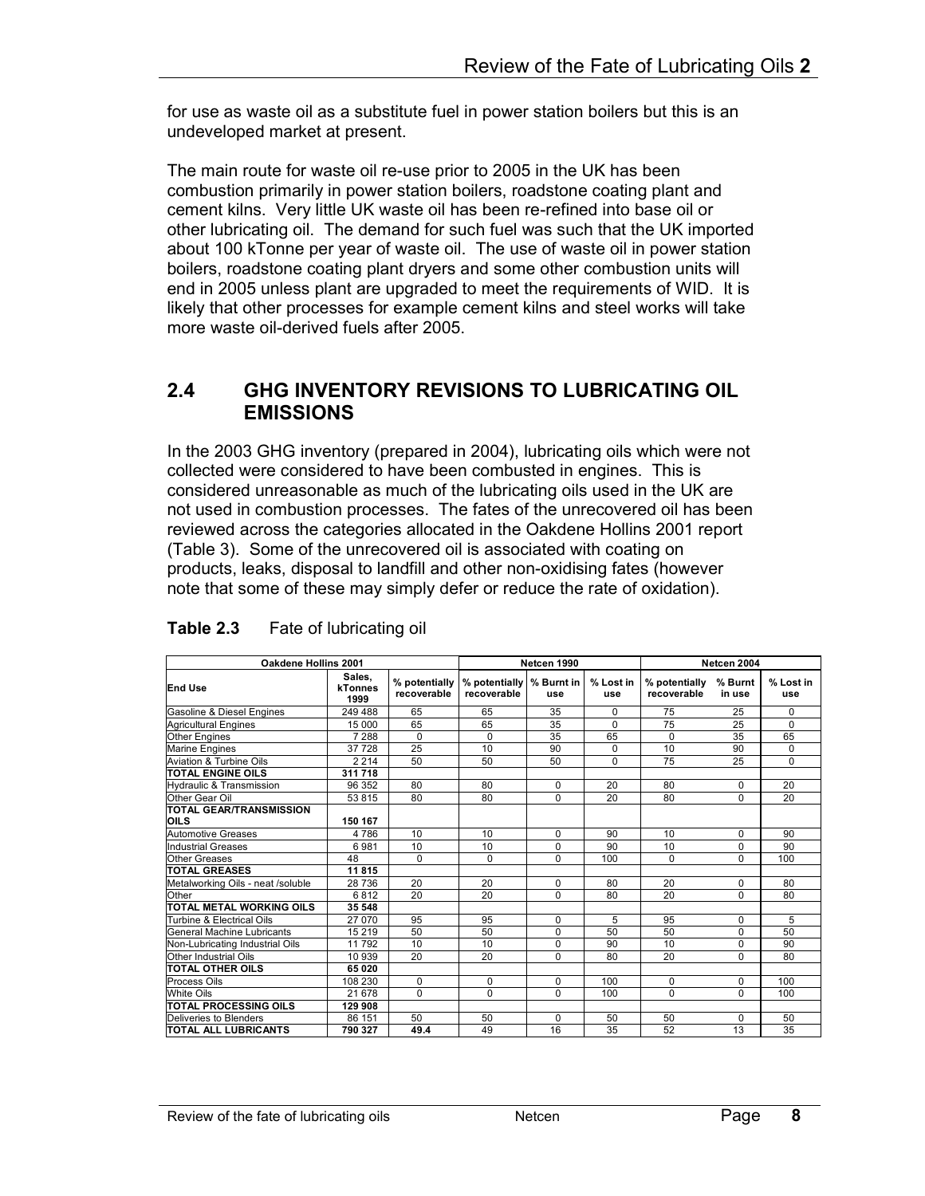for use as waste oil as a substitute fuel in power station boilers but this is an undeveloped market at present.

The main route for waste oil re-use prior to 2005 in the UK has been combustion primarily in power station boilers, roadstone coating plant and cement kilns. Very little UK waste oil has been re-refined into base oil or other lubricating oil. The demand for such fuel was such that the UK imported about 100 kTonne per year of waste oil. The use of waste oil in power station boilers, roadstone coating plant dryers and some other combustion units will end in 2005 unless plant are upgraded to meet the requirements of WID. It is likely that other processes for example cement kilns and steel works will take more waste oil-derived fuels after 2005.

## 2.4 GHG INVENTORY REVISIONS TO LUBRICATING OIL EMISSIONS

In the 2003 GHG inventory (prepared in 2004), lubricating oils which were not collected were considered to have been combusted in engines. This is considered unreasonable as much of the lubricating oils used in the UK are not used in combustion processes. The fates of the unrecovered oil has been reviewed across the categories allocated in the Oakdene Hollins 2001 report (Table 3). Some of the unrecovered oil is associated with coating on products, leaks, disposal to landfill and other non-oxidising fates (however note that some of these may simply defer or reduce the rate of oxidation).

**Table 2.3** Fate of lubricating oil

| Oakdene Hollins 2001 | | | Netcen 1990 | | | Netcen 2004 | | |
|---|---|---|---|---|---|---|---|---|
| **End Use** | **Sales, kTonnes 1999** | **% potentially recoverable** | **% potentially recoverable** | **% Burnt in use** | **% Lost in use** | **% potentially recoverable** | **% Burnt in use** | **% Lost in use** |
| Gasoline & Diesel Engines | 249 488 | 65 | 65 | 35 | 0 | 75 | 25 | 0 |
| Agricultural Engines | 15 000 | 65 | 65 | 35 | 0 | 75 | 25 | 0 |
| Other Engines | 7 288 | 0 | 0 | 35 | 65 | 0 | 35 | 65 |
| Marine Engines | 37 728 | 25 | 10 | 90 | 0 | 10 | 90 | 0 |
| Aviation & Turbine Oils | 2 214 | 50 | 50 | 50 | 0 | 75 | 25 | 0 |
| **TOTAL ENGINE OILS** | **311 718** | | | | | | | |
| Hydraulic & Transmission | 96 352 | 80 | 80 | 0 | 20 | 80 | 0 | 20 |
| Other Gear Oil | 53 815 | 80 | 80 | 0 | 20 | 80 | 0 | 20 |
| **TOTAL GEAR/TRANSMISSION OILS** | **150 167** | | | | | | | |
| Automotive Greases | 4 786 | 10 | 10 | 0 | 90 | 10 | 0 | 90 |
| Industrial Greases | 6 981 | 10 | 10 | 0 | 90 | 10 | 0 | 90 |
| Other Greases | 48 | 0 | 0 | 0 | 100 | 0 | 0 | 100 |
| **TOTAL GREASES** | **11 815** | | | | | | | |
| Metalworking Oils - neat /soluble | 28 736 | 20 | 20 | 0 | 80 | 20 | 0 | 80 |
| Other | 6 812 | 20 | 20 | 0 | 80 | 20 | 0 | 80 |
| **TOTAL METAL WORKING OILS** | **35 548** | | | | | | | |
| Turbine & Electrical Oils | 27 070 | 95 | 95 | 0 | 5 | 95 | 0 | 5 |
| General Machine Lubricants | 15 219 | 50 | 50 | 0 | 50 | 50 | 0 | 50 |
| Non-Lubricating Industrial Oils | 11 792 | 10 | 10 | 0 | 90 | 10 | 0 | 90 |
| Other Industrial Oils | 10 939 | 20 | 20 | 0 | 80 | 20 | 0 | 80 |
| **TOTAL OTHER OILS** | **65 020** | | | | | | | |
| Process Oils | 108 230 | 0 | 0 | 0 | 100 | 0 | 0 | 100 |
| White Oils | 21 678 | 0 | 0 | 0 | 100 | 0 | 0 | 100 |
| **TOTAL PROCESSING OILS** | **129 908** | | | | | | | |
| Deliveries to Blenders | 86 151 | 50 | 50 | 0 | 50 | 50 | 0 | 50 |
| **TOTAL ALL LUBRICANTS** | **790 327** | **49.4** | 49 | 16 | 35 | 52 | 13 | 35 |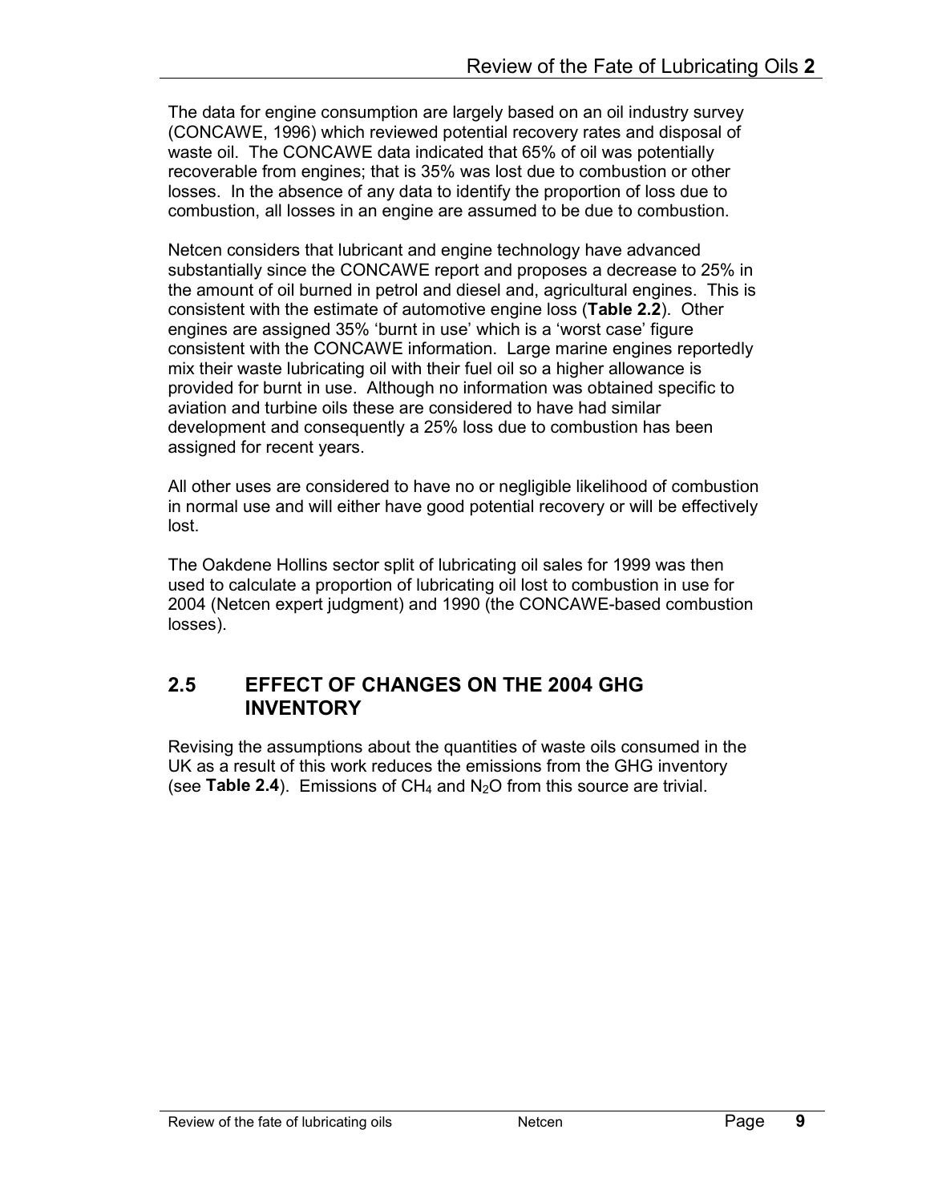The data for engine consumption are largely based on an oil industry survey (CONCAWE, 1996) which reviewed potential recovery rates and disposal of waste oil. The CONCAWE data indicated that 65% of oil was potentially recoverable from engines; that is 35% was lost due to combustion or other losses. In the absence of any data to identify the proportion of loss due to combustion, all losses in an engine are assumed to be due to combustion.

Netcen considers that lubricant and engine technology have advanced substantially since the CONCAWE report and proposes a decrease to 25% in the amount of oil burned in petrol and diesel and, agricultural engines. This is consistent with the estimate of automotive engine loss (**Table 2.2**). Other engines are assigned 35% 'burnt in use' which is a 'worst case' figure consistent with the CONCAWE information. Large marine engines reportedly mix their waste lubricating oil with their fuel oil so a higher allowance is provided for burnt in use. Although no information was obtained specific to aviation and turbine oils these are considered to have had similar development and consequently a 25% loss due to combustion has been assigned for recent years.

All other uses are considered to have no or negligible likelihood of combustion in normal use and will either have good potential recovery or will be effectively lost.

The Oakdene Hollins sector split of lubricating oil sales for 1999 was then used to calculate a proportion of lubricating oil lost to combustion in use for 2004 (Netcen expert judgment) and 1990 (the CONCAWE-based combustion losses).

## 2.5 EFFECT OF CHANGES ON THE 2004 GHG INVENTORY

Revising the assumptions about the quantities of waste oils consumed in the UK as a result of this work reduces the emissions from the GHG inventory (see **Table 2.4**). Emissions of $CH_4$ and $N_2O$ from this source are trivial.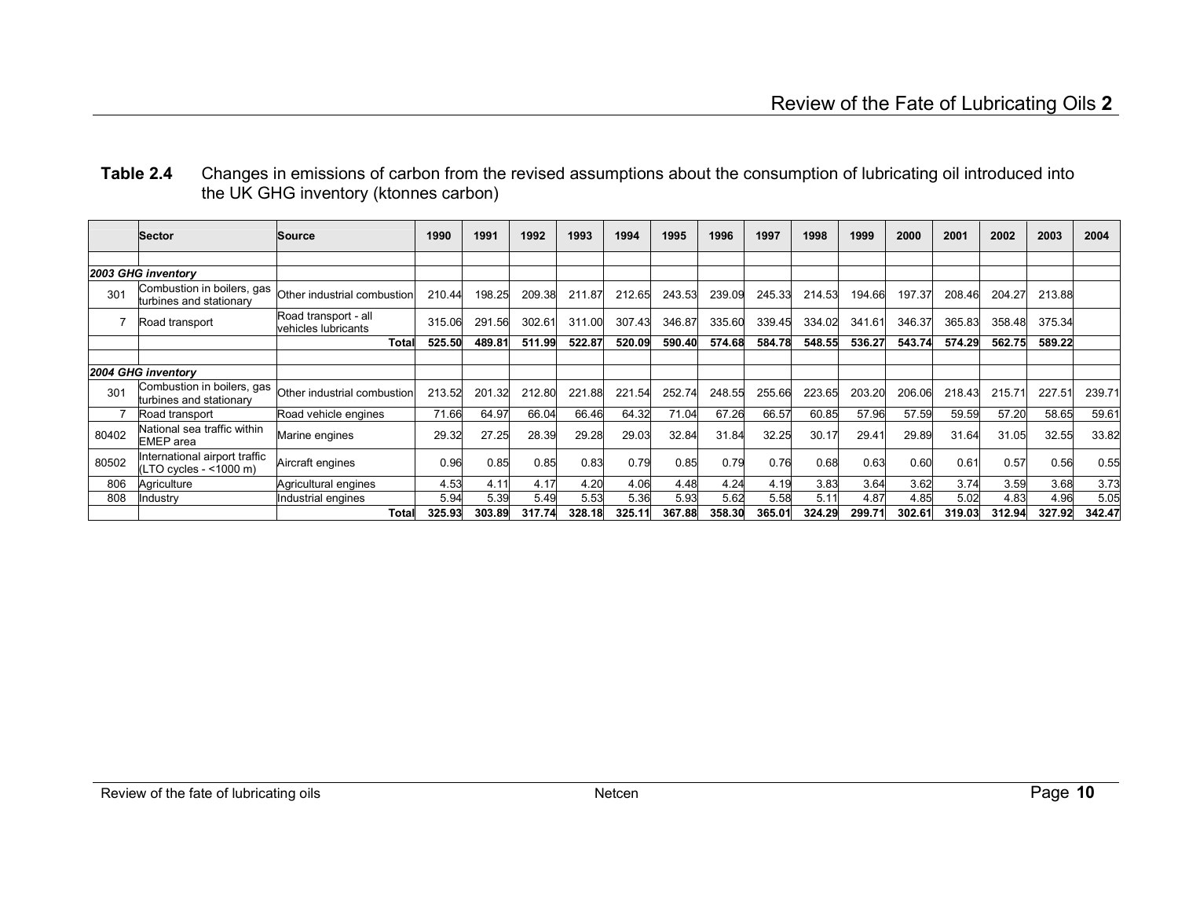**Table 2.4** Changes in emissions of carbon from the revised assumptions about the consumption of lubricating oil introduced into the UK GHG inventory (ktonnes carbon)

| | Sector | Source | 1990 | 1991 | 1992 | 1993 | 1994 | 1995 | 1996 | 1997 | 1998 | 1999 | 2000 | 2001 | 2002 | 2003 | 2004 |
|---|---|---|---|---|---|---|---|---|---|---|---|---|---|---|---|---|---|
| | | | | | | | | | | | | | | | | | |
| ***2003 GHG inventory*** | | | | | | | | | | | | | | | | | |
| 301 | Combustion in boilers, gas turbines and stationary | Other industrial combustion | 210.44 | 198.25 | 209.38 | 211.87 | 212.65 | 243.53 | 239.09 | 245.33 | 214.53 | 194.66 | 197.37 | 208.46 | 204.27 | 213.88 | |
| 7 | Road transport | Road transport - all vehicles lubricants | 315.06 | 291.56 | 302.61 | 311.00 | 307.43 | 346.87 | 335.60 | 339.45 | 334.02 | 341.61 | 346.37 | 365.83 | 358.48 | 375.34 | |
| | | **Total** | **525.50** | **489.81** | **511.99** | **522.87** | **520.09** | **590.40** | **574.68** | **584.78** | **548.55** | **536.27** | **543.74** | **574.29** | **562.75** | **589.22** | |
| | | | | | | | | | | | | | | | | | |
| ***2004 GHG inventory*** | | | | | | | | | | | | | | | | | |
| 301 | Combustion in boilers, gas turbines and stationary | Other industrial combustion | 213.52 | 201.32 | 212.80 | 221.88 | 221.54 | 252.74 | 248.55 | 255.66 | 223.65 | 203.20 | 206.06 | 218.43 | 215.71 | 227.51 | 239.71 |
| 7 | Road transport | Road vehicle engines | 71.66 | 64.97 | 66.04 | 66.46 | 64.32 | 71.04 | 67.26 | 66.57 | 60.85 | 57.96 | 57.59 | 59.59 | 57.20 | 58.65 | 59.61 |
| 80402 | National sea traffic within EMEP area | Marine engines | 29.32 | 27.25 | 28.39 | 29.28 | 29.03 | 32.84 | 31.84 | 32.25 | 30.17 | 29.41 | 29.89 | 31.64 | 31.05 | 32.55 | 33.82 |
| 80502 | International airport traffic (LTO cycles - <1000 m) | Aircraft engines | 0.96 | 0.85 | 0.85 | 0.83 | 0.79 | 0.85 | 0.79 | 0.76 | 0.68 | 0.63 | 0.60 | 0.61 | 0.57 | 0.56 | 0.55 |
| 806 | Agriculture | Agricultural engines | 4.53 | 4.11 | 4.17 | 4.20 | 4.06 | 4.48 | 4.24 | 4.19 | 3.83 | 3.64 | 3.62 | 3.74 | 3.59 | 3.68 | 3.73 |
| 808 | Industry | Industrial engines | 5.94 | 5.39 | 5.49 | 5.53 | 5.36 | 5.93 | 5.62 | 5.58 | 5.11 | 4.87 | 4.85 | 5.02 | 4.83 | 4.96 | 5.05 |
| | | **Total** | **325.93** | **303.89** | **317.74** | **328.18** | **325.11** | **367.88** | **358.30** | **365.01** | **324.29** | **299.71** | **302.61** | **319.03** | **312.94** | **327.92** | **342.47** |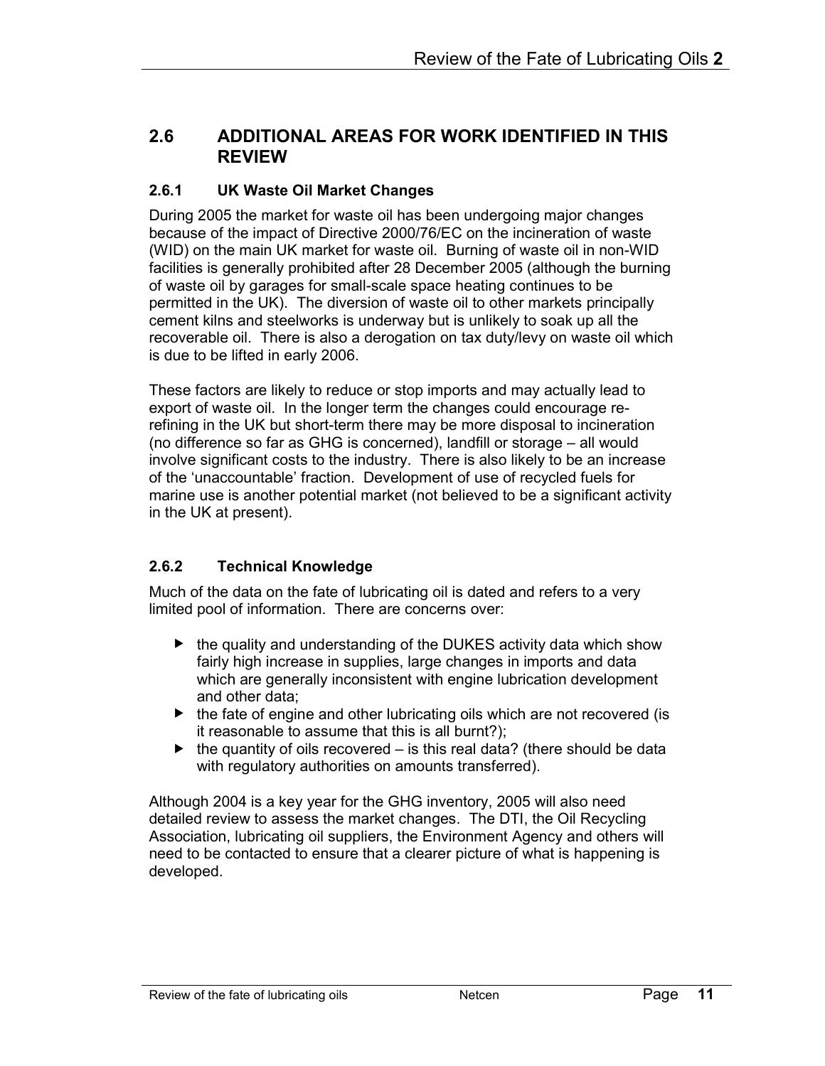## 2.6 ADDITIONAL AREAS FOR WORK IDENTIFIED IN THIS REVIEW

### 2.6.1 UK Waste Oil Market Changes

During 2005 the market for waste oil has been undergoing major changes because of the impact of Directive 2000/76/EC on the incineration of waste (WID) on the main UK market for waste oil. Burning of waste oil in non-WID facilities is generally prohibited after 28 December 2005 (although the burning of waste oil by garages for small-scale space heating continues to be permitted in the UK). The diversion of waste oil to other markets principally cement kilns and steelworks is underway but is unlikely to soak up all the recoverable oil. There is also a derogation on tax duty/levy on waste oil which is due to be lifted in early 2006.

These factors are likely to reduce or stop imports and may actually lead to export of waste oil. In the longer term the changes could encourage re-refining in the UK but short-term there may be more disposal to incineration (no difference so far as GHG is concerned), landfill or storage – all would involve significant costs to the industry. There is also likely to be an increase of the 'unaccountable' fraction. Development of use of recycled fuels for marine use is another potential market (not believed to be a significant activity in the UK at present).

### 2.6.2 Technical Knowledge

Much of the data on the fate of lubricating oil is dated and refers to a very limited pool of information. There are concerns over:

- the quality and understanding of the DUKES activity data which show fairly high increase in supplies, large changes in imports and data which are generally inconsistent with engine lubrication development and other data;
- the fate of engine and other lubricating oils which are not recovered (is it reasonable to assume that this is all burnt?);
- the quantity of oils recovered – is this real data? (there should be data with regulatory authorities on amounts transferred).

Although 2004 is a key year for the GHG inventory, 2005 will also need detailed review to assess the market changes. The DTI, the Oil Recycling Association, lubricating oil suppliers, the Environment Agency and others will need to be contacted to ensure that a clearer picture of what is happening is developed.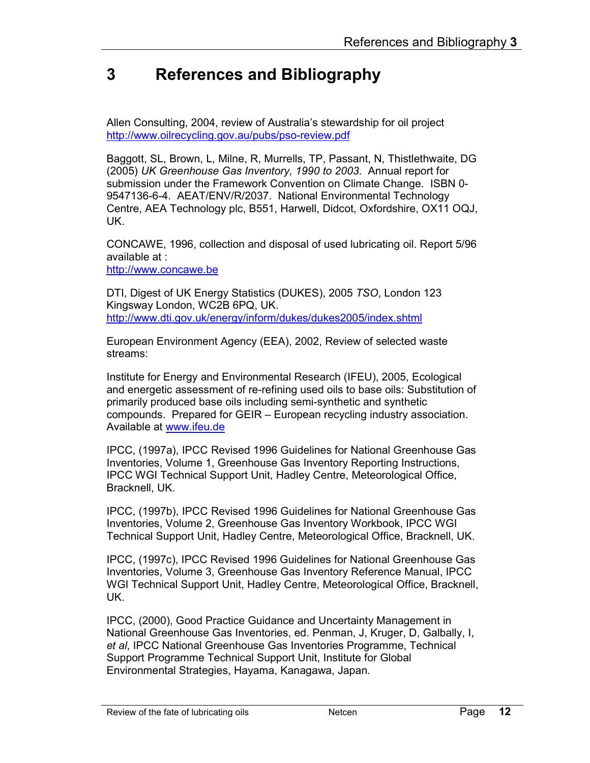# 3 References and Bibliography

Allen Consulting, 2004, review of Australia's stewardship for oil project http://www.oilrecycling.gov.au/pubs/pso-review.pdf

Baggott, SL, Brown, L, Milne, R, Murrells, TP, Passant, N, Thistlethwaite, DG (2005) *UK Greenhouse Gas Inventory, 1990 to 2003*. Annual report for submission under the Framework Convention on Climate Change. ISBN 0-9547136-6-4. AEAT/ENV/R/2037. National Environmental Technology Centre, AEA Technology plc, B551, Harwell, Didcot, Oxfordshire, OX11 OQJ, UK.

CONCAWE, 1996, collection and disposal of used lubricating oil. Report 5/96 available at :
http://www.concawe.be

DTI, Digest of UK Energy Statistics (DUKES), 2005 *TSO*, London 123 Kingsway London, WC2B 6PQ, UK.
http://www.dti.gov.uk/energy/inform/dukes/dukes2005/index.shtml

European Environment Agency (EEA), 2002, Review of selected waste streams:

Institute for Energy and Environmental Research (IFEU), 2005, Ecological and energetic assessment of re-refining used oils to base oils: Substitution of primarily produced base oils including semi-synthetic and synthetic compounds. Prepared for GEIR – European recycling industry association. Available at www.ifeu.de

IPCC, (1997a), IPCC Revised 1996 Guidelines for National Greenhouse Gas Inventories, Volume 1, Greenhouse Gas Inventory Reporting Instructions, IPCC WGI Technical Support Unit, Hadley Centre, Meteorological Office, Bracknell, UK.

IPCC, (1997b), IPCC Revised 1996 Guidelines for National Greenhouse Gas Inventories, Volume 2, Greenhouse Gas Inventory Workbook, IPCC WGI Technical Support Unit, Hadley Centre, Meteorological Office, Bracknell, UK.

IPCC, (1997c), IPCC Revised 1996 Guidelines for National Greenhouse Gas Inventories, Volume 3, Greenhouse Gas Inventory Reference Manual, IPCC WGI Technical Support Unit, Hadley Centre, Meteorological Office, Bracknell, UK.

IPCC, (2000), Good Practice Guidance and Uncertainty Management in National Greenhouse Gas Inventories, ed. Penman, J, Kruger, D, Galbally, I, *et al*, IPCC National Greenhouse Gas Inventories Programme, Technical Support Programme Technical Support Unit, Institute for Global Environmental Strategies, Hayama, Kanagawa, Japan.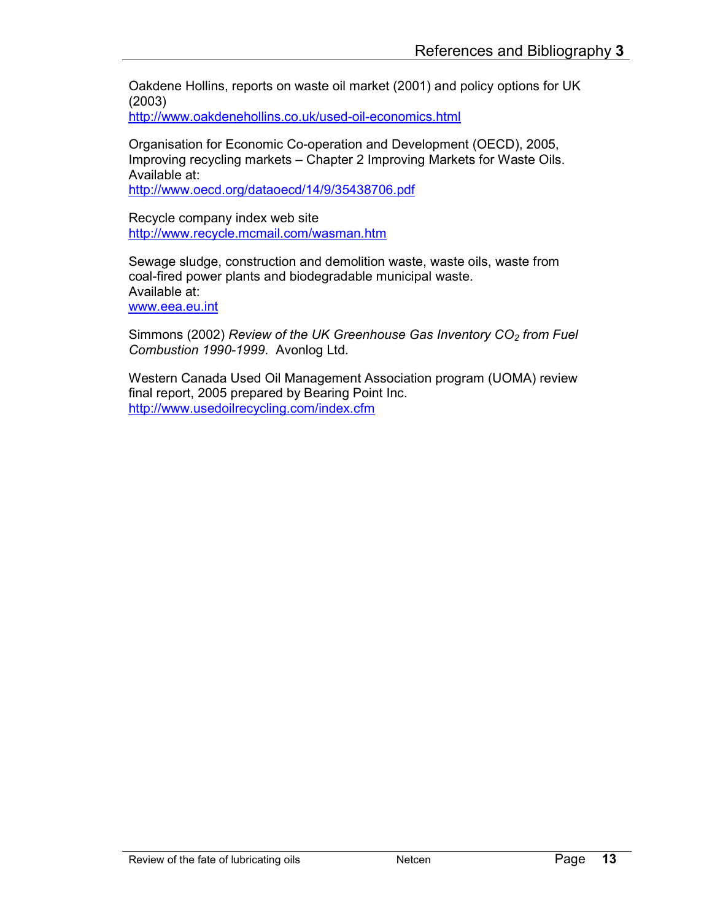Oakdene Hollins, reports on waste oil market (2001) and policy options for UK (2003)
http://www.oakdenehollins.co.uk/used-oil-economics.html

Organisation for Economic Co-operation and Development (OECD), 2005, Improving recycling markets – Chapter 2 Improving Markets for Waste Oils. Available at:
http://www.oecd.org/dataoecd/14/9/35438706.pdf

Recycle company index web site
http://www.recycle.mcmail.com/wasman.htm

Sewage sludge, construction and demolition waste, waste oils, waste from coal-fired power plants and biodegradable municipal waste.
Available at:
www.eea.eu.int

Simmons (2002) *Review of the UK Greenhouse Gas Inventory $CO_2$ from Fuel Combustion 1990-1999.* Avonlog Ltd.

Western Canada Used Oil Management Association program (UOMA) review final report, 2005 prepared by Bearing Point Inc.
http://www.usedoilrecycling.com/index.cfm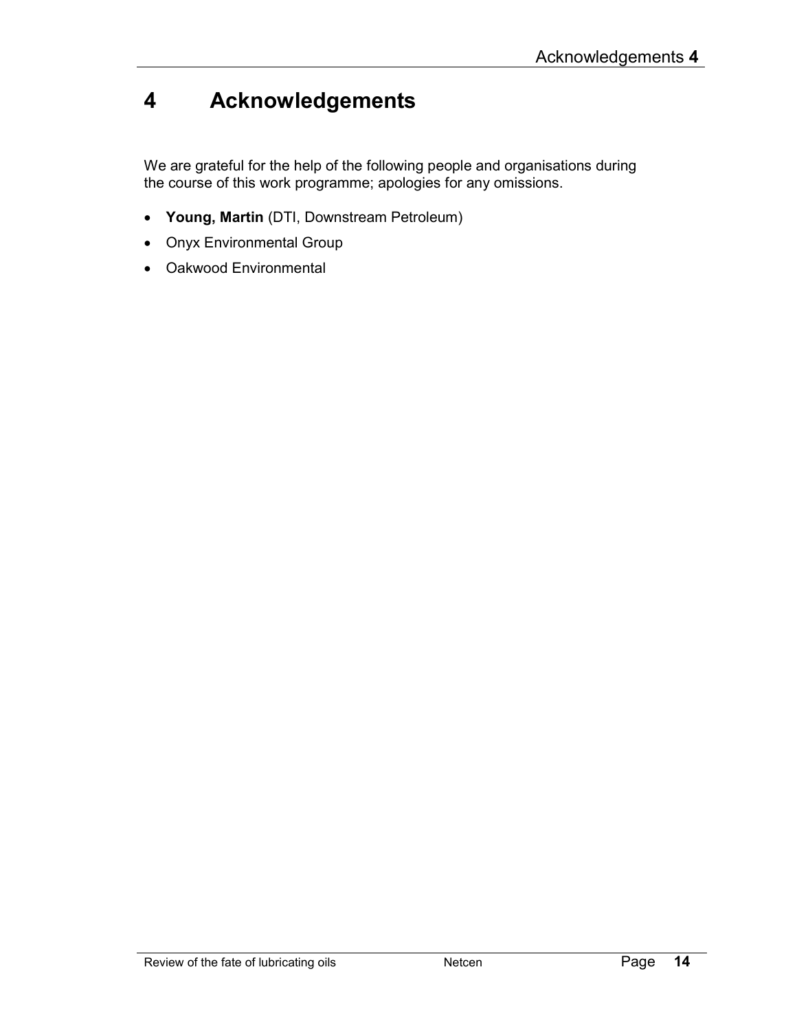# 4 Acknowledgements

We are grateful for the help of the following people and organisations during the course of this work programme; apologies for any omissions.

- **Young, Martin** (DTI, Downstream Petroleum)
- Onyx Environmental Group
- Oakwood Environmental